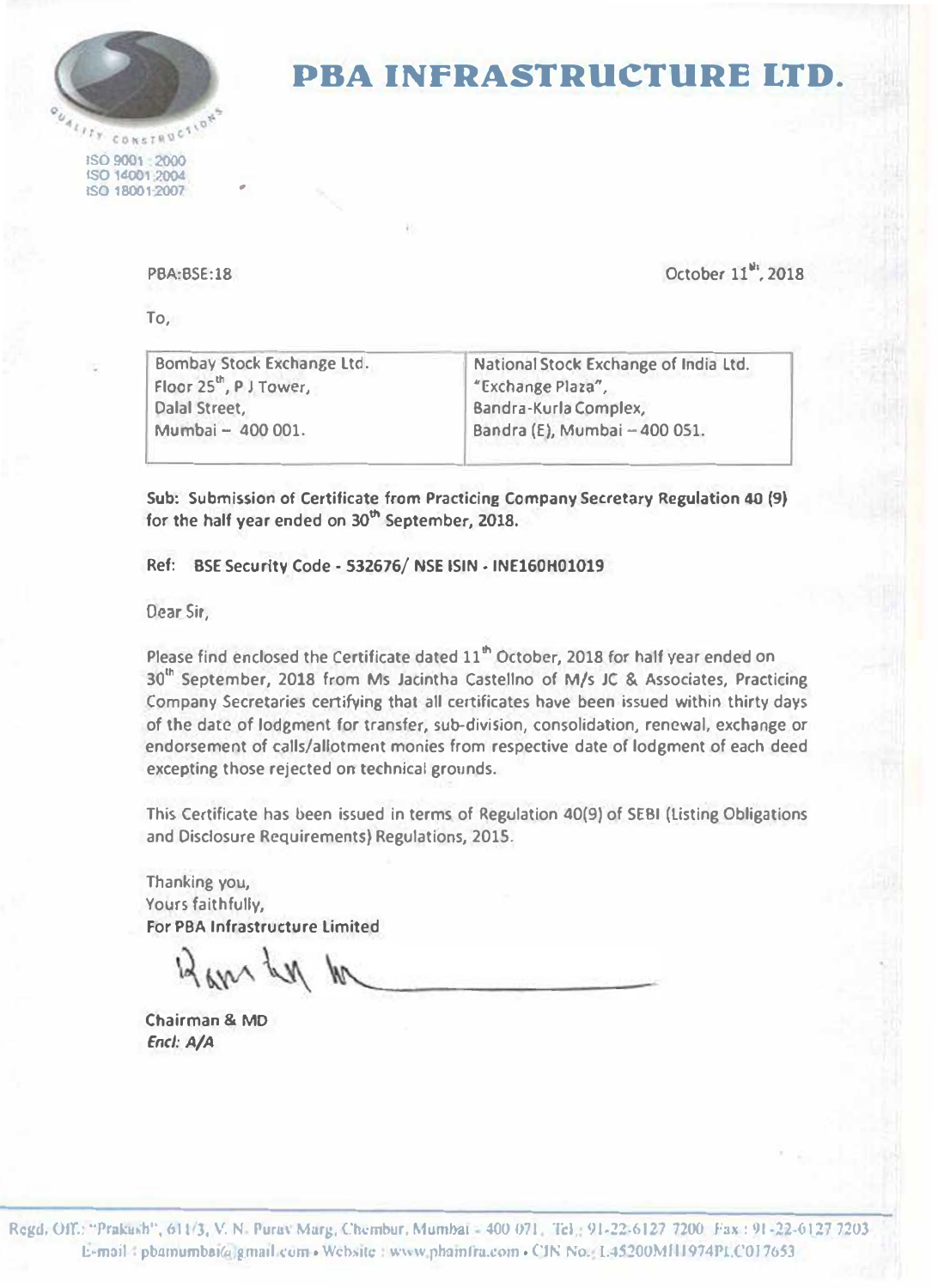# PBA INFRASTRUCTURE LTD.

ISO 9001 : 2000
ISO 14001:2004
ISO 18001:2007

PBA:BSE:18

October 11th, 2018

To,

| Bombay Stock Exchange Ltd.<br>Floor 25th, P J Tower,<br>Dalal Street,<br>Mumbai – 400 001. | National Stock Exchange of India Ltd.<br>"Exchange Plaza",<br>Bandra-Kurla Complex,<br>Bandra (E), Mumbai – 400 051. |
|---|---|

**Sub: Submission of Certificate from Practicing Company Secretary Regulation 40 (9) for the half year ended on 30th September, 2018.**

**Ref: BSE Security Code - 532676/ NSE ISIN - INE160H01019**

Dear Sir,

Please find enclosed the Certificate dated 11th October, 2018 for half year ended on 30th September, 2018 from Ms Jacintha Castellno of M/s JC & Associates, Practicing Company Secretaries certifying that all certificates have been issued within thirty days of the date of lodgment for transfer, sub-division, consolidation, renewal, exchange or endorsement of calls/allotment monies from respective date of lodgment of each deed excepting those rejected on technical grounds.

This Certificate has been issued in terms of Regulation 40(9) of SEBI (Listing Obligations and Disclosure Requirements) Regulations, 2015.

Thanking you,
Yours faithfully,
**For PBA Infrastructure Limited**

**Chairman & MD**
***Encl: A/A***

Regd. Off.: "Prakash", 611/3, V. N. Purav Marg, Chembur, Mumbai - 400 071. Tel.: 91-22-6127 7200 Fax : 91-22-6127 7203
E-mail : pbamumbai@gmail.com • Website : www.pbainfra.com • CIN No.: L45200MH1974PLC017653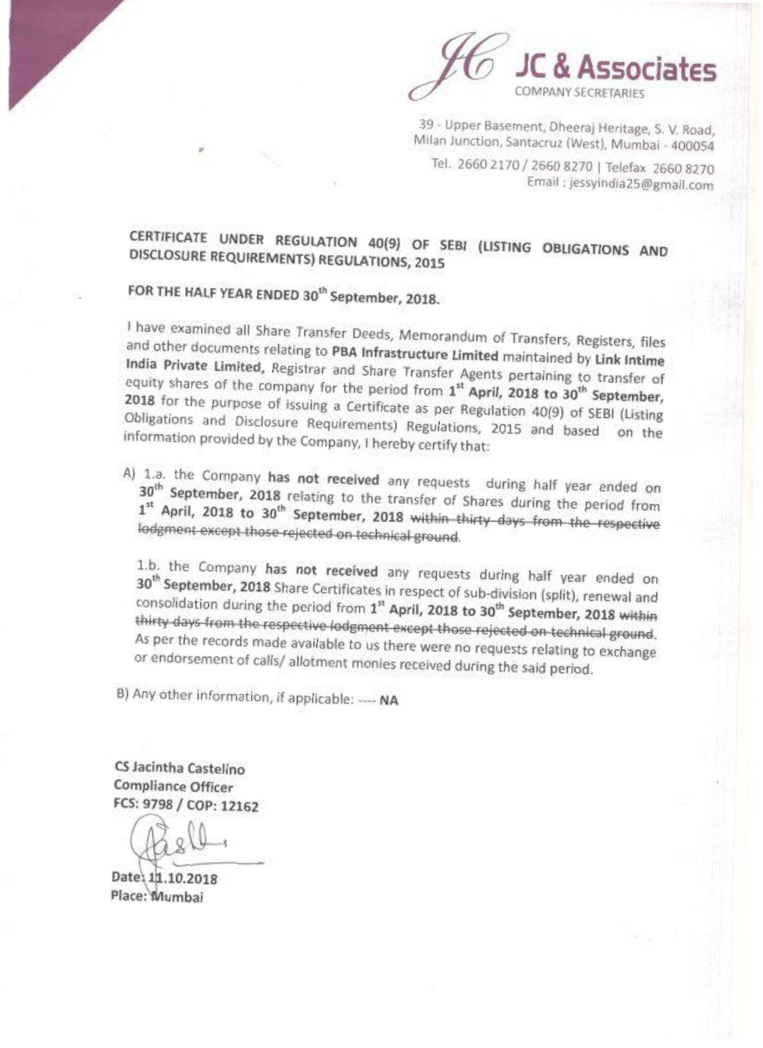JC & Associates
COMPANY SECRETARIES

39 - Upper Basement, Dheeraj Heritage, S. V. Road, Milan Junction, Santacruz (West), Mumbai - 400054

Tel. 2660 2170 / 2660 8270 | Telefax 2660 8270
Email : jessyindia25@gmail.com

**CERTIFICATE UNDER REGULATION 40(9) OF SEBI (LISTING OBLIGATIONS AND DISCLOSURE REQUIREMENTS) REGULATIONS, 2015**

**FOR THE HALF YEAR ENDED 30th September, 2018.**

I have examined all Share Transfer Deeds, Memorandum of Transfers, Registers, files and other documents relating to **PBA Infrastructure Limited** maintained by **Link Intime India Private Limited,** Registrar and Share Transfer Agents pertaining to transfer of equity shares of the company for the period from **1st April, 2018 to 30th September, 2018** for the purpose of issuing a Certificate as per Regulation 40(9) of SEBI (Listing Obligations and Disclosure Requirements) Regulations, 2015 and based on the information provided by the Company, I hereby certify that:

A) 1.a. the Company **has not received** any requests during half year ended on **30th September, 2018** relating to the transfer of Shares during the period from **1st April, 2018 to 30th September, 2018** ~~within thirty days from the respective lodgment except those rejected on technical ground~~.

1.b. the Company **has not received** any requests during half year ended on **30th September, 2018** Share Certificates in respect of sub-division (split), renewal and consolidation during the period from **1st April, 2018 to 30th September, 2018** ~~within thirty days from the respective lodgment except those rejected on technical ground~~. As per the records made available to us there were no requests relating to exchange or endorsement of calls/ allotment monies received during the said period.

B) Any other information, if applicable: ---- **NA**

**CS Jacintha Castelino**
**Compliance Officer**
**FCS: 9798 / COP: 12162**

**Date: 11.10.2018**
**Place: Mumbai**